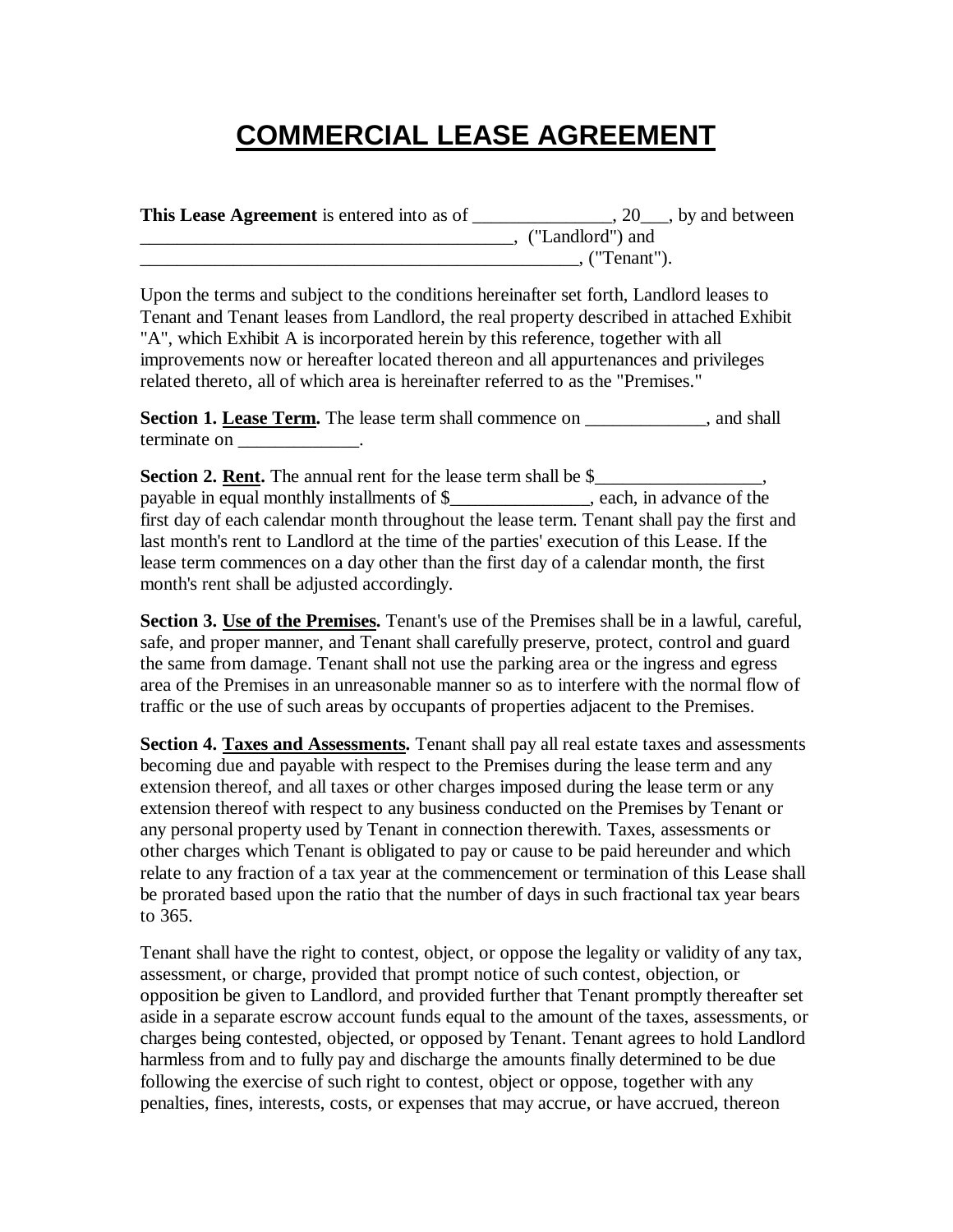# COMMERCIAL LEASE AGREEMENT

**This Lease Agreement** is entered into as of _______________, 20___, by and between _________________________________________, ("Landlord") and __________________________________________________, ("Tenant").

Upon the terms and subject to the conditions hereinafter set forth, Landlord leases to Tenant and Tenant leases from Landlord, the real property described in attached Exhibit "A", which Exhibit A is incorporated herein by this reference, together with all improvements now or hereafter located thereon and all appurtenances and privileges related thereto, all of which area is hereinafter referred to as the "Premises."

**Section 1. Lease Term.** The lease term shall commence on _____________, and shall terminate on _____________.

**Section 2. Rent.** The annual rent for the lease term shall be $__________________, payable in equal monthly installments of $_______________, each, in advance of the first day of each calendar month throughout the lease term. Tenant shall pay the first and last month's rent to Landlord at the time of the parties' execution of this Lease. If the lease term commences on a day other than the first day of a calendar month, the first month's rent shall be adjusted accordingly.

**Section 3. Use of the Premises.** Tenant's use of the Premises shall be in a lawful, careful, safe, and proper manner, and Tenant shall carefully preserve, protect, control and guard the same from damage. Tenant shall not use the parking area or the ingress and egress area of the Premises in an unreasonable manner so as to interfere with the normal flow of traffic or the use of such areas by occupants of properties adjacent to the Premises.

**Section 4. Taxes and Assessments.** Tenant shall pay all real estate taxes and assessments becoming due and payable with respect to the Premises during the lease term and any extension thereof, and all taxes or other charges imposed during the lease term or any extension thereof with respect to any business conducted on the Premises by Tenant or any personal property used by Tenant in connection therewith. Taxes, assessments or other charges which Tenant is obligated to pay or cause to be paid hereunder and which relate to any fraction of a tax year at the commencement or termination of this Lease shall be prorated based upon the ratio that the number of days in such fractional tax year bears to 365.

Tenant shall have the right to contest, object, or oppose the legality or validity of any tax, assessment, or charge, provided that prompt notice of such contest, objection, or opposition be given to Landlord, and provided further that Tenant promptly thereafter set aside in a separate escrow account funds equal to the amount of the taxes, assessments, or charges being contested, objected, or opposed by Tenant. Tenant agrees to hold Landlord harmless from and to fully pay and discharge the amounts finally determined to be due following the exercise of such right to contest, object or oppose, together with any penalties, fines, interests, costs, or expenses that may accrue, or have accrued, thereon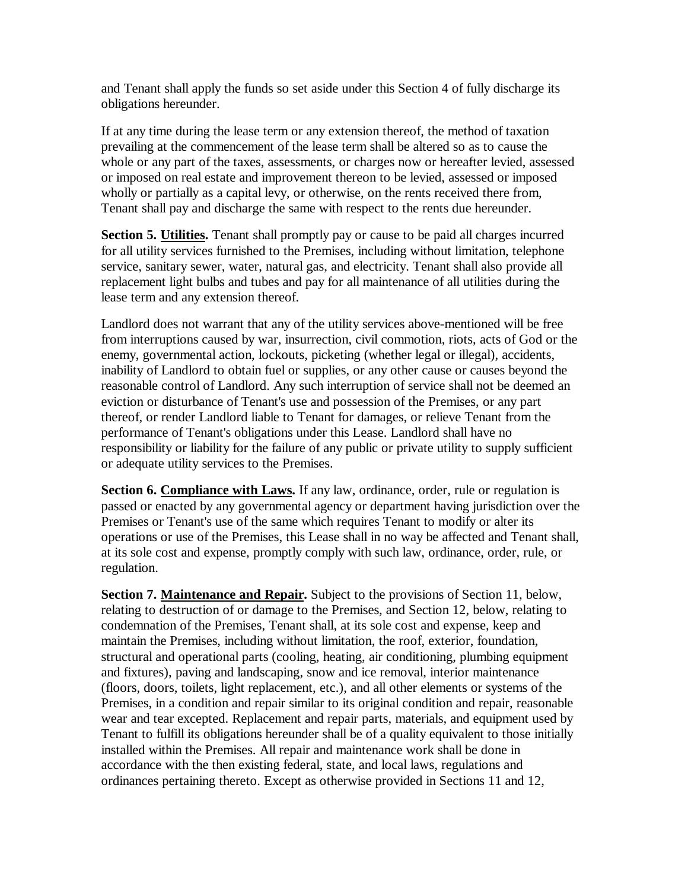and Tenant shall apply the funds so set aside under this Section 4 of fully discharge its obligations hereunder.

If at any time during the lease term or any extension thereof, the method of taxation prevailing at the commencement of the lease term shall be altered so as to cause the whole or any part of the taxes, assessments, or charges now or hereafter levied, assessed or imposed on real estate and improvement thereon to be levied, assessed or imposed wholly or partially as a capital levy, or otherwise, on the rents received there from, Tenant shall pay and discharge the same with respect to the rents due hereunder.

**Section 5. <u>Utilities</u>.** Tenant shall promptly pay or cause to be paid all charges incurred for all utility services furnished to the Premises, including without limitation, telephone service, sanitary sewer, water, natural gas, and electricity. Tenant shall also provide all replacement light bulbs and tubes and pay for all maintenance of all utilities during the lease term and any extension thereof.

Landlord does not warrant that any of the utility services above-mentioned will be free from interruptions caused by war, insurrection, civil commotion, riots, acts of God or the enemy, governmental action, lockouts, picketing (whether legal or illegal), accidents, inability of Landlord to obtain fuel or supplies, or any other cause or causes beyond the reasonable control of Landlord. Any such interruption of service shall not be deemed an eviction or disturbance of Tenant's use and possession of the Premises, or any part thereof, or render Landlord liable to Tenant for damages, or relieve Tenant from the performance of Tenant's obligations under this Lease. Landlord shall have no responsibility or liability for the failure of any public or private utility to supply sufficient or adequate utility services to the Premises.

**Section 6. <u>Compliance with Laws</u>.** If any law, ordinance, order, rule or regulation is passed or enacted by any governmental agency or department having jurisdiction over the Premises or Tenant's use of the same which requires Tenant to modify or alter its operations or use of the Premises, this Lease shall in no way be affected and Tenant shall, at its sole cost and expense, promptly comply with such law, ordinance, order, rule, or regulation.

**Section 7. <u>Maintenance and Repair</u>.** Subject to the provisions of Section 11, below, relating to destruction of or damage to the Premises, and Section 12, below, relating to condemnation of the Premises, Tenant shall, at its sole cost and expense, keep and maintain the Premises, including without limitation, the roof, exterior, foundation, structural and operational parts (cooling, heating, air conditioning, plumbing equipment and fixtures), paving and landscaping, snow and ice removal, interior maintenance (floors, doors, toilets, light replacement, etc.), and all other elements or systems of the Premises, in a condition and repair similar to its original condition and repair, reasonable wear and tear excepted. Replacement and repair parts, materials, and equipment used by Tenant to fulfill its obligations hereunder shall be of a quality equivalent to those initially installed within the Premises. All repair and maintenance work shall be done in accordance with the then existing federal, state, and local laws, regulations and ordinances pertaining thereto. Except as otherwise provided in Sections 11 and 12,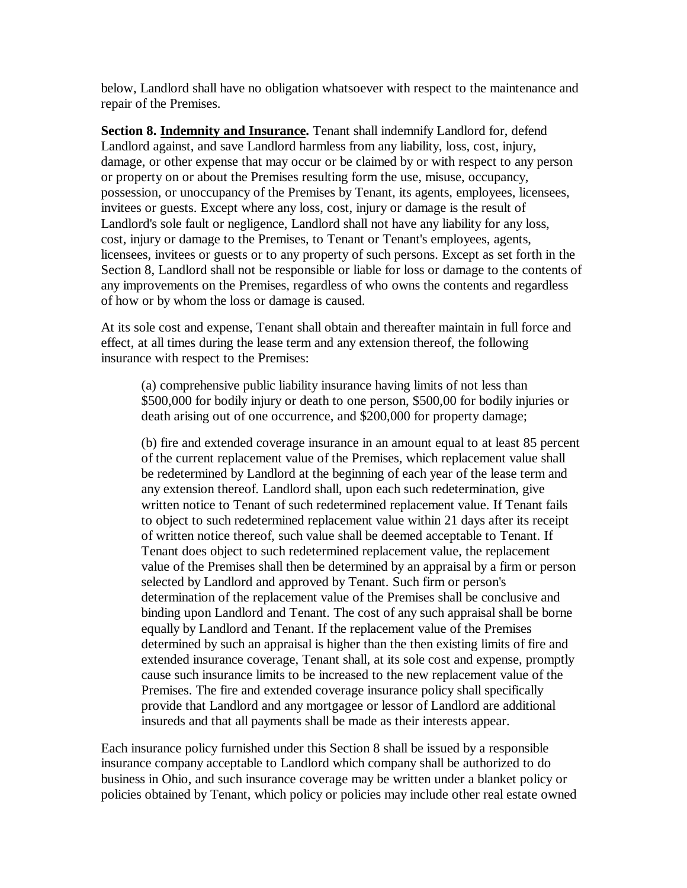below, Landlord shall have no obligation whatsoever with respect to the maintenance and repair of the Premises.

**Section 8. <u>Indemnity and Insurance</u>.** Tenant shall indemnify Landlord for, defend Landlord against, and save Landlord harmless from any liability, loss, cost, injury, damage, or other expense that may occur or be claimed by or with respect to any person or property on or about the Premises resulting form the use, misuse, occupancy, possession, or unoccupancy of the Premises by Tenant, its agents, employees, licensees, invitees or guests. Except where any loss, cost, injury or damage is the result of Landlord's sole fault or negligence, Landlord shall not have any liability for any loss, cost, injury or damage to the Premises, to Tenant or Tenant's employees, agents, licensees, invitees or guests or to any property of such persons. Except as set forth in the Section 8, Landlord shall not be responsible or liable for loss or damage to the contents of any improvements on the Premises, regardless of who owns the contents and regardless of how or by whom the loss or damage is caused.

At its sole cost and expense, Tenant shall obtain and thereafter maintain in full force and effect, at all times during the lease term and any extension thereof, the following insurance with respect to the Premises:

> (a) comprehensive public liability insurance having limits of not less than $500,000 for bodily injury or death to one person, $500,00 for bodily injuries or death arising out of one occurrence, and $200,000 for property damage;
>
> (b) fire and extended coverage insurance in an amount equal to at least 85 percent of the current replacement value of the Premises, which replacement value shall be redetermined by Landlord at the beginning of each year of the lease term and any extension thereof. Landlord shall, upon each such redetermination, give written notice to Tenant of such redetermined replacement value. If Tenant fails to object to such redetermined replacement value within 21 days after its receipt of written notice thereof, such value shall be deemed acceptable to Tenant. If Tenant does object to such redetermined replacement value, the replacement value of the Premises shall then be determined by an appraisal by a firm or person selected by Landlord and approved by Tenant. Such firm or person's determination of the replacement value of the Premises shall be conclusive and binding upon Landlord and Tenant. The cost of any such appraisal shall be borne equally by Landlord and Tenant. If the replacement value of the Premises determined by such an appraisal is higher than the then existing limits of fire and extended insurance coverage, Tenant shall, at its sole cost and expense, promptly cause such insurance limits to be increased to the new replacement value of the Premises. The fire and extended coverage insurance policy shall specifically provide that Landlord and any mortgagee or lessor of Landlord are additional insureds and that all payments shall be made as their interests appear.

Each insurance policy furnished under this Section 8 shall be issued by a responsible insurance company acceptable to Landlord which company shall be authorized to do business in Ohio, and such insurance coverage may be written under a blanket policy or policies obtained by Tenant, which policy or policies may include other real estate owned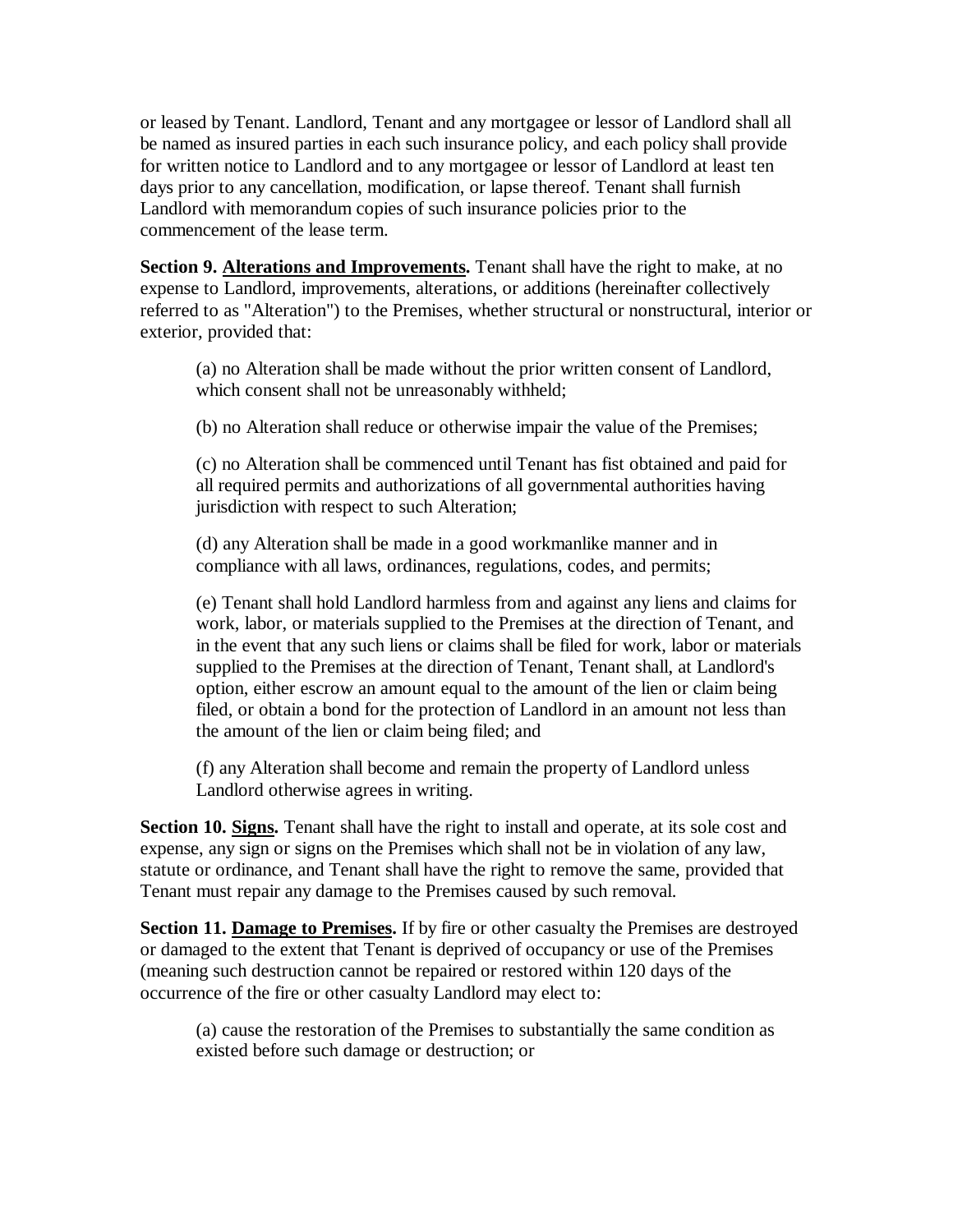or leased by Tenant. Landlord, Tenant and any mortgagee or lessor of Landlord shall all be named as insured parties in each such insurance policy, and each policy shall provide for written notice to Landlord and to any mortgagee or lessor of Landlord at least ten days prior to any cancellation, modification, or lapse thereof. Tenant shall furnish Landlord with memorandum copies of such insurance policies prior to the commencement of the lease term.

**Section 9. Alterations and Improvements.** Tenant shall have the right to make, at no expense to Landlord, improvements, alterations, or additions (hereinafter collectively referred to as "Alteration") to the Premises, whether structural or nonstructural, interior or exterior, provided that:

(a) no Alteration shall be made without the prior written consent of Landlord, which consent shall not be unreasonably withheld;

(b) no Alteration shall reduce or otherwise impair the value of the Premises;

(c) no Alteration shall be commenced until Tenant has fist obtained and paid for all required permits and authorizations of all governmental authorities having jurisdiction with respect to such Alteration;

(d) any Alteration shall be made in a good workmanlike manner and in compliance with all laws, ordinances, regulations, codes, and permits;

(e) Tenant shall hold Landlord harmless from and against any liens and claims for work, labor, or materials supplied to the Premises at the direction of Tenant, and in the event that any such liens or claims shall be filed for work, labor or materials supplied to the Premises at the direction of Tenant, Tenant shall, at Landlord's option, either escrow an amount equal to the amount of the lien or claim being filed, or obtain a bond for the protection of Landlord in an amount not less than the amount of the lien or claim being filed; and

(f) any Alteration shall become and remain the property of Landlord unless Landlord otherwise agrees in writing.

**Section 10. Signs.** Tenant shall have the right to install and operate, at its sole cost and expense, any sign or signs on the Premises which shall not be in violation of any law, statute or ordinance, and Tenant shall have the right to remove the same, provided that Tenant must repair any damage to the Premises caused by such removal.

**Section 11. Damage to Premises.** If by fire or other casualty the Premises are destroyed or damaged to the extent that Tenant is deprived of occupancy or use of the Premises (meaning such destruction cannot be repaired or restored within 120 days of the occurrence of the fire or other casualty Landlord may elect to:

(a) cause the restoration of the Premises to substantially the same condition as existed before such damage or destruction; or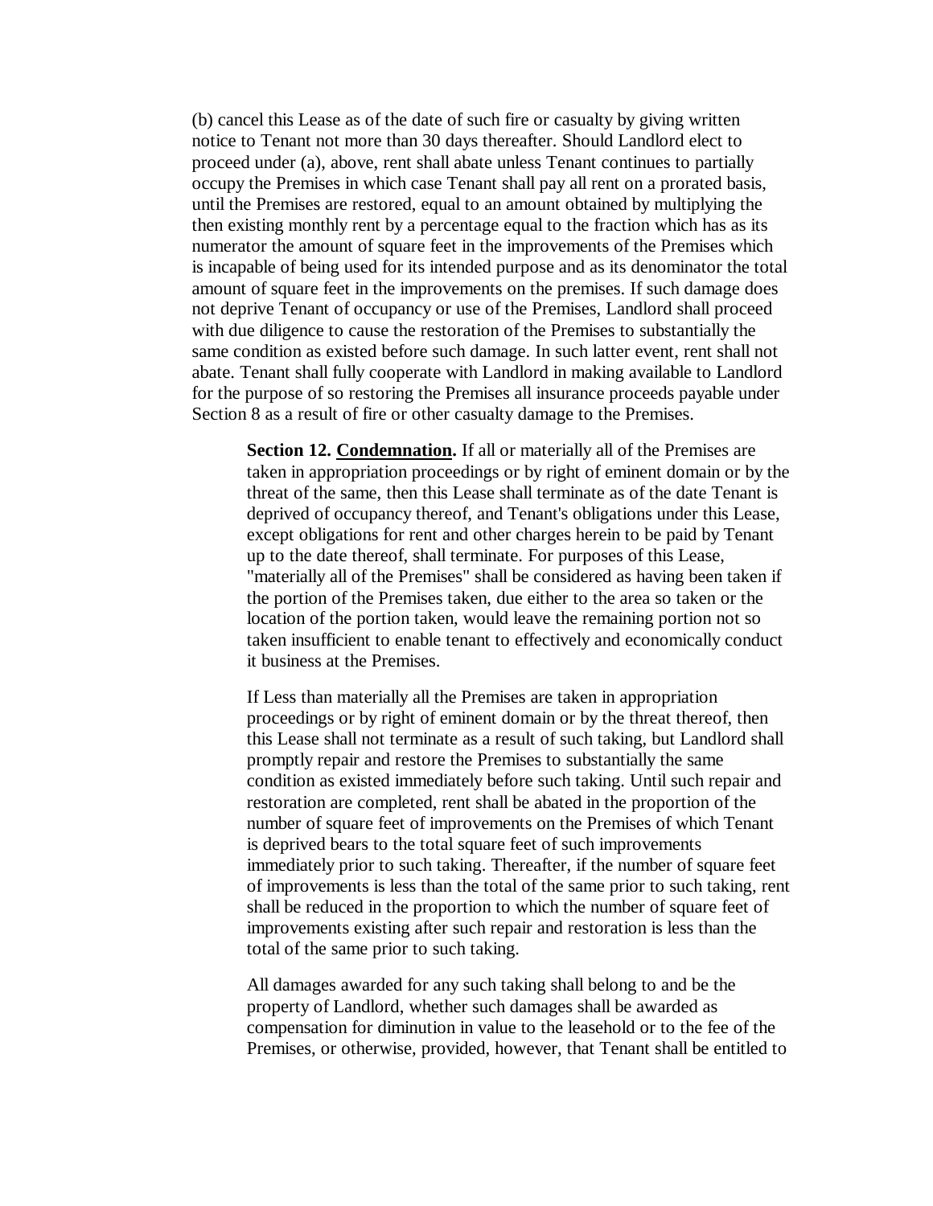(b) cancel this Lease as of the date of such fire or casualty by giving written notice to Tenant not more than 30 days thereafter. Should Landlord elect to proceed under (a), above, rent shall abate unless Tenant continues to partially occupy the Premises in which case Tenant shall pay all rent on a prorated basis, until the Premises are restored, equal to an amount obtained by multiplying the then existing monthly rent by a percentage equal to the fraction which has as its numerator the amount of square feet in the improvements of the Premises which is incapable of being used for its intended purpose and as its denominator the total amount of square feet in the improvements on the premises. If such damage does not deprive Tenant of occupancy or use of the Premises, Landlord shall proceed with due diligence to cause the restoration of the Premises to substantially the same condition as existed before such damage. In such latter event, rent shall not abate. Tenant shall fully cooperate with Landlord in making available to Landlord for the purpose of so restoring the Premises all insurance proceeds payable under Section 8 as a result of fire or other casualty damage to the Premises.

**Section 12. <u>Condemnation</u>.** If all or materially all of the Premises are taken in appropriation proceedings or by right of eminent domain or by the threat of the same, then this Lease shall terminate as of the date Tenant is deprived of occupancy thereof, and Tenant's obligations under this Lease, except obligations for rent and other charges herein to be paid by Tenant up to the date thereof, shall terminate. For purposes of this Lease, "materially all of the Premises" shall be considered as having been taken if the portion of the Premises taken, due either to the area so taken or the location of the portion taken, would leave the remaining portion not so taken insufficient to enable tenant to effectively and economically conduct it business at the Premises.

If Less than materially all the Premises are taken in appropriation proceedings or by right of eminent domain or by the threat thereof, then this Lease shall not terminate as a result of such taking, but Landlord shall promptly repair and restore the Premises to substantially the same condition as existed immediately before such taking. Until such repair and restoration are completed, rent shall be abated in the proportion of the number of square feet of improvements on the Premises of which Tenant is deprived bears to the total square feet of such improvements immediately prior to such taking. Thereafter, if the number of square feet of improvements is less than the total of the same prior to such taking, rent shall be reduced in the proportion to which the number of square feet of improvements existing after such repair and restoration is less than the total of the same prior to such taking.

All damages awarded for any such taking shall belong to and be the property of Landlord, whether such damages shall be awarded as compensation for diminution in value to the leasehold or to the fee of the Premises, or otherwise, provided, however, that Tenant shall be entitled to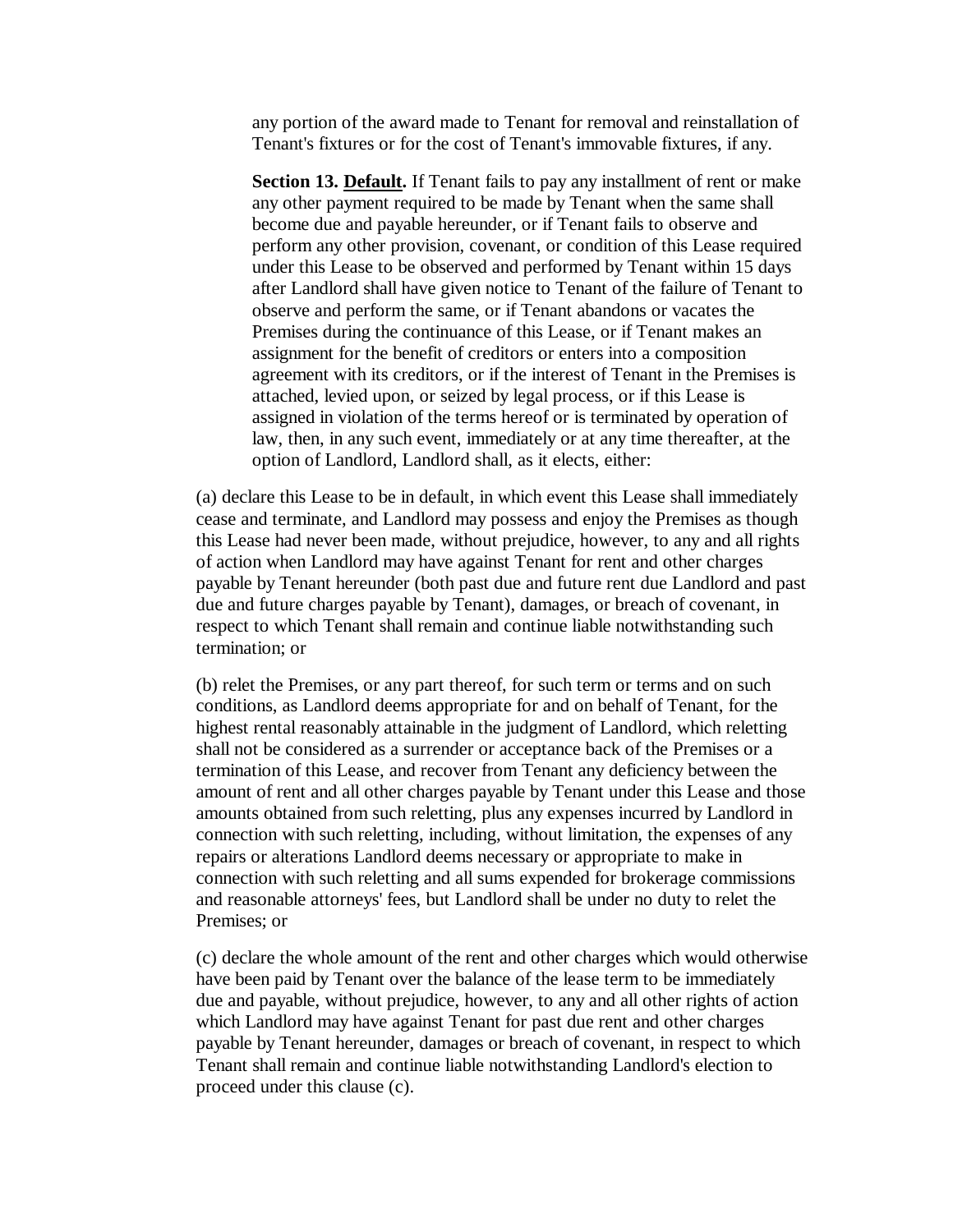any portion of the award made to Tenant for removal and reinstallation of Tenant's fixtures or for the cost of Tenant's immovable fixtures, if any.

**Section 13. <u>Default</u>.** If Tenant fails to pay any installment of rent or make any other payment required to be made by Tenant when the same shall become due and payable hereunder, or if Tenant fails to observe and perform any other provision, covenant, or condition of this Lease required under this Lease to be observed and performed by Tenant within 15 days after Landlord shall have given notice to Tenant of the failure of Tenant to observe and perform the same, or if Tenant abandons or vacates the Premises during the continuance of this Lease, or if Tenant makes an assignment for the benefit of creditors or enters into a composition agreement with its creditors, or if the interest of Tenant in the Premises is attached, levied upon, or seized by legal process, or if this Lease is assigned in violation of the terms hereof or is terminated by operation of law, then, in any such event, immediately or at any time thereafter, at the option of Landlord, Landlord shall, as it elects, either:

(a) declare this Lease to be in default, in which event this Lease shall immediately cease and terminate, and Landlord may possess and enjoy the Premises as though this Lease had never been made, without prejudice, however, to any and all rights of action when Landlord may have against Tenant for rent and other charges payable by Tenant hereunder (both past due and future rent due Landlord and past due and future charges payable by Tenant), damages, or breach of covenant, in respect to which Tenant shall remain and continue liable notwithstanding such termination; or

(b) relet the Premises, or any part thereof, for such term or terms and on such conditions, as Landlord deems appropriate for and on behalf of Tenant, for the highest rental reasonably attainable in the judgment of Landlord, which reletting shall not be considered as a surrender or acceptance back of the Premises or a termination of this Lease, and recover from Tenant any deficiency between the amount of rent and all other charges payable by Tenant under this Lease and those amounts obtained from such reletting, plus any expenses incurred by Landlord in connection with such reletting, including, without limitation, the expenses of any repairs or alterations Landlord deems necessary or appropriate to make in connection with such reletting and all sums expended for brokerage commissions and reasonable attorneys' fees, but Landlord shall be under no duty to relet the Premises; or

(c) declare the whole amount of the rent and other charges which would otherwise have been paid by Tenant over the balance of the lease term to be immediately due and payable, without prejudice, however, to any and all other rights of action which Landlord may have against Tenant for past due rent and other charges payable by Tenant hereunder, damages or breach of covenant, in respect to which Tenant shall remain and continue liable notwithstanding Landlord's election to proceed under this clause (c).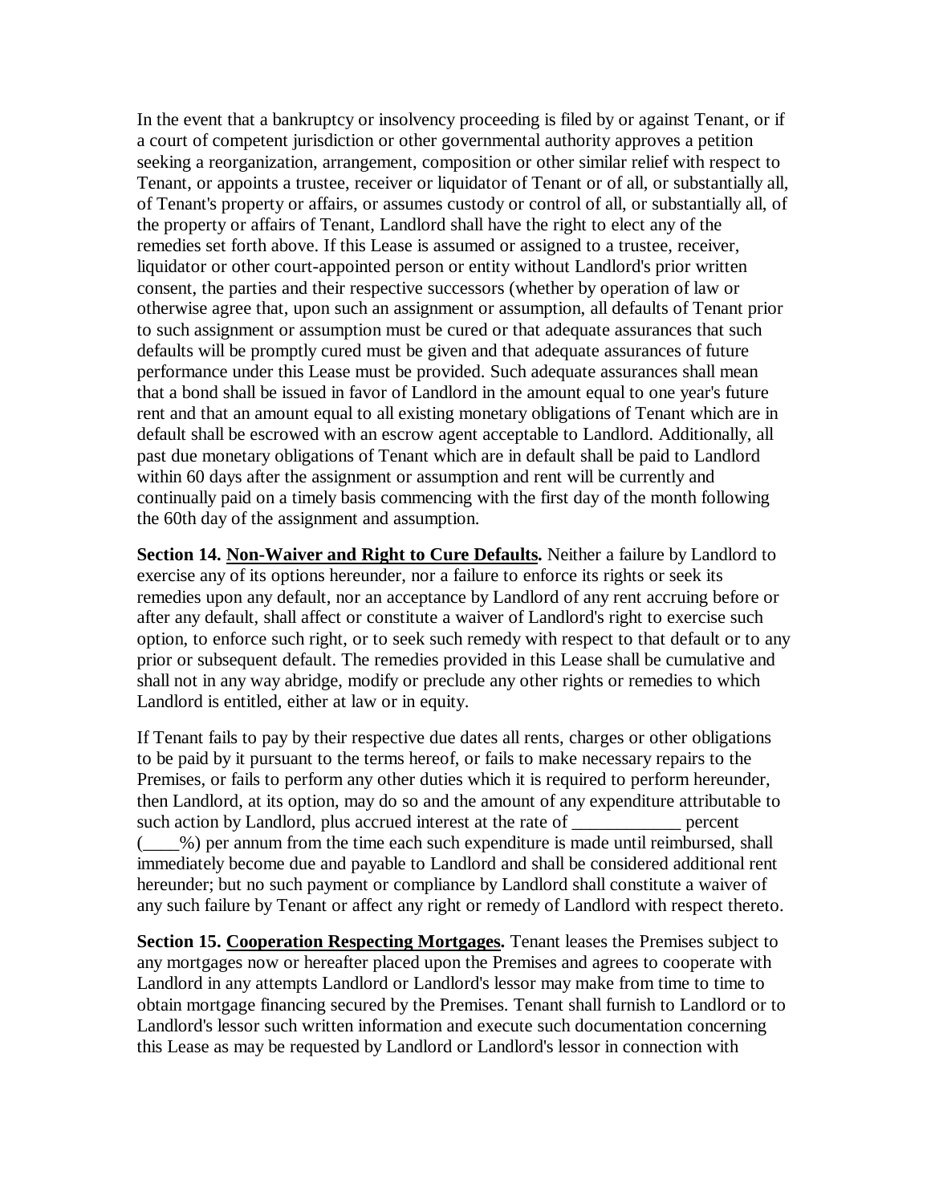In the event that a bankruptcy or insolvency proceeding is filed by or against Tenant, or if a court of competent jurisdiction or other governmental authority approves a petition seeking a reorganization, arrangement, composition or other similar relief with respect to Tenant, or appoints a trustee, receiver or liquidator of Tenant or of all, or substantially all, of Tenant's property or affairs, or assumes custody or control of all, or substantially all, of the property or affairs of Tenant, Landlord shall have the right to elect any of the remedies set forth above. If this Lease is assumed or assigned to a trustee, receiver, liquidator or other court-appointed person or entity without Landlord's prior written consent, the parties and their respective successors (whether by operation of law or otherwise agree that, upon such an assignment or assumption, all defaults of Tenant prior to such assignment or assumption must be cured or that adequate assurances that such defaults will be promptly cured must be given and that adequate assurances of future performance under this Lease must be provided. Such adequate assurances shall mean that a bond shall be issued in favor of Landlord in the amount equal to one year's future rent and that an amount equal to all existing monetary obligations of Tenant which are in default shall be escrowed with an escrow agent acceptable to Landlord. Additionally, all past due monetary obligations of Tenant which are in default shall be paid to Landlord within 60 days after the assignment or assumption and rent will be currently and continually paid on a timely basis commencing with the first day of the month following the 60th day of the assignment and assumption.

**Section 14. Non-Waiver and Right to Cure Defaults.** Neither a failure by Landlord to exercise any of its options hereunder, nor a failure to enforce its rights or seek its remedies upon any default, nor an acceptance by Landlord of any rent accruing before or after any default, shall affect or constitute a waiver of Landlord's right to exercise such option, to enforce such right, or to seek such remedy with respect to that default or to any prior or subsequent default. The remedies provided in this Lease shall be cumulative and shall not in any way abridge, modify or preclude any other rights or remedies to which Landlord is entitled, either at law or in equity.

If Tenant fails to pay by their respective due dates all rents, charges or other obligations to be paid by it pursuant to the terms hereof, or fails to make necessary repairs to the Premises, or fails to perform any other duties which it is required to perform hereunder, then Landlord, at its option, may do so and the amount of any expenditure attributable to such action by Landlord, plus accrued interest at the rate of ____________ percent (____%) per annum from the time each such expenditure is made until reimbursed, shall immediately become due and payable to Landlord and shall be considered additional rent hereunder; but no such payment or compliance by Landlord shall constitute a waiver of any such failure by Tenant or affect any right or remedy of Landlord with respect thereto.

**Section 15. Cooperation Respecting Mortgages.** Tenant leases the Premises subject to any mortgages now or hereafter placed upon the Premises and agrees to cooperate with Landlord in any attempts Landlord or Landlord's lessor may make from time to time to obtain mortgage financing secured by the Premises. Tenant shall furnish to Landlord or to Landlord's lessor such written information and execute such documentation concerning this Lease as may be requested by Landlord or Landlord's lessor in connection with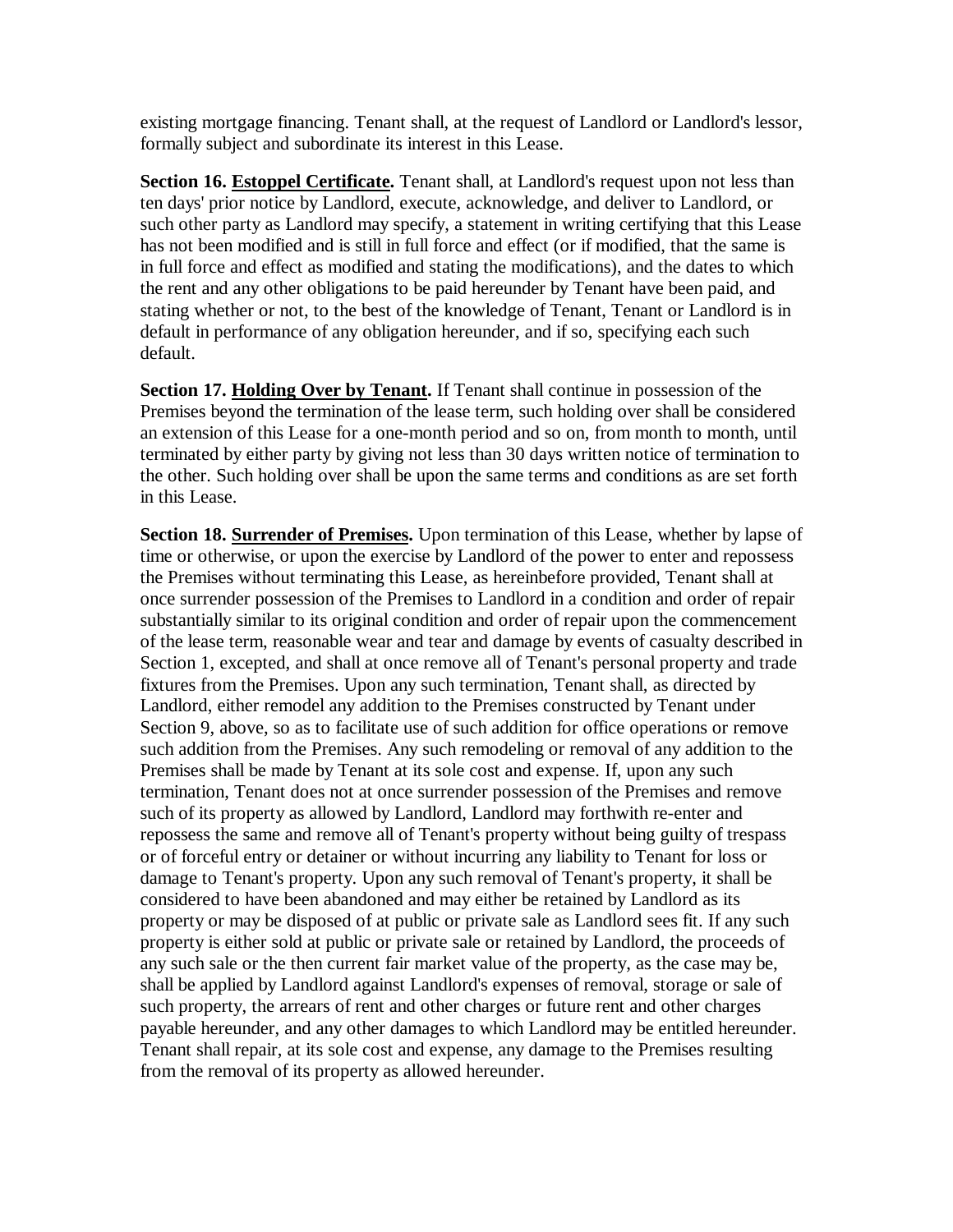existing mortgage financing. Tenant shall, at the request of Landlord or Landlord's lessor, formally subject and subordinate its interest in this Lease.

**Section 16. <u>Estoppel Certificate</u>.** Tenant shall, at Landlord's request upon not less than ten days' prior notice by Landlord, execute, acknowledge, and deliver to Landlord, or such other party as Landlord may specify, a statement in writing certifying that this Lease has not been modified and is still in full force and effect (or if modified, that the same is in full force and effect as modified and stating the modifications), and the dates to which the rent and any other obligations to be paid hereunder by Tenant have been paid, and stating whether or not, to the best of the knowledge of Tenant, Tenant or Landlord is in default in performance of any obligation hereunder, and if so, specifying each such default.

**Section 17. <u>Holding Over by Tenant</u>.** If Tenant shall continue in possession of the Premises beyond the termination of the lease term, such holding over shall be considered an extension of this Lease for a one-month period and so on, from month to month, until terminated by either party by giving not less than 30 days written notice of termination to the other. Such holding over shall be upon the same terms and conditions as are set forth in this Lease.

**Section 18. <u>Surrender of Premises</u>.** Upon termination of this Lease, whether by lapse of time or otherwise, or upon the exercise by Landlord of the power to enter and repossess the Premises without terminating this Lease, as hereinbefore provided, Tenant shall at once surrender possession of the Premises to Landlord in a condition and order of repair substantially similar to its original condition and order of repair upon the commencement of the lease term, reasonable wear and tear and damage by events of casualty described in Section 1, excepted, and shall at once remove all of Tenant's personal property and trade fixtures from the Premises. Upon any such termination, Tenant shall, as directed by Landlord, either remodel any addition to the Premises constructed by Tenant under Section 9, above, so as to facilitate use of such addition for office operations or remove such addition from the Premises. Any such remodeling or removal of any addition to the Premises shall be made by Tenant at its sole cost and expense. If, upon any such termination, Tenant does not at once surrender possession of the Premises and remove such of its property as allowed by Landlord, Landlord may forthwith re-enter and repossess the same and remove all of Tenant's property without being guilty of trespass or of forceful entry or detainer or without incurring any liability to Tenant for loss or damage to Tenant's property. Upon any such removal of Tenant's property, it shall be considered to have been abandoned and may either be retained by Landlord as its property or may be disposed of at public or private sale as Landlord sees fit. If any such property is either sold at public or private sale or retained by Landlord, the proceeds of any such sale or the then current fair market value of the property, as the case may be, shall be applied by Landlord against Landlord's expenses of removal, storage or sale of such property, the arrears of rent and other charges or future rent and other charges payable hereunder, and any other damages to which Landlord may be entitled hereunder. Tenant shall repair, at its sole cost and expense, any damage to the Premises resulting from the removal of its property as allowed hereunder.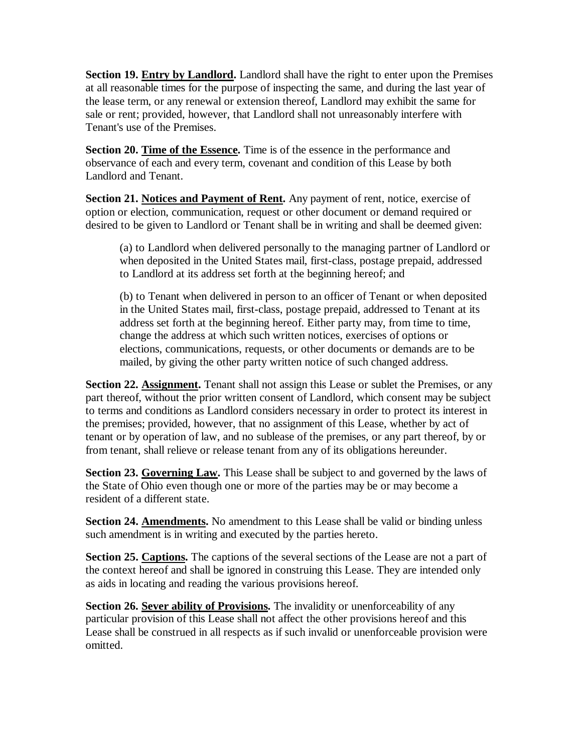**Section 19. Entry by Landlord.** Landlord shall have the right to enter upon the Premises at all reasonable times for the purpose of inspecting the same, and during the last year of the lease term, or any renewal or extension thereof, Landlord may exhibit the same for sale or rent; provided, however, that Landlord shall not unreasonably interfere with Tenant's use of the Premises.

**Section 20. Time of the Essence.** Time is of the essence in the performance and observance of each and every term, covenant and condition of this Lease by both Landlord and Tenant.

**Section 21. Notices and Payment of Rent.** Any payment of rent, notice, exercise of option or election, communication, request or other document or demand required or desired to be given to Landlord or Tenant shall be in writing and shall be deemed given:

> (a) to Landlord when delivered personally to the managing partner of Landlord or when deposited in the United States mail, first-class, postage prepaid, addressed to Landlord at its address set forth at the beginning hereof; and
>
> (b) to Tenant when delivered in person to an officer of Tenant or when deposited in the United States mail, first-class, postage prepaid, addressed to Tenant at its address set forth at the beginning hereof. Either party may, from time to time, change the address at which such written notices, exercises of options or elections, communications, requests, or other documents or demands are to be mailed, by giving the other party written notice of such changed address.

**Section 22. Assignment.** Tenant shall not assign this Lease or sublet the Premises, or any part thereof, without the prior written consent of Landlord, which consent may be subject to terms and conditions as Landlord considers necessary in order to protect its interest in the premises; provided, however, that no assignment of this Lease, whether by act of tenant or by operation of law, and no sublease of the premises, or any part thereof, by or from tenant, shall relieve or release tenant from any of its obligations hereunder.

**Section 23. Governing Law.** This Lease shall be subject to and governed by the laws of the State of Ohio even though one or more of the parties may be or may become a resident of a different state.

**Section 24. Amendments.** No amendment to this Lease shall be valid or binding unless such amendment is in writing and executed by the parties hereto.

**Section 25. Captions.** The captions of the several sections of the Lease are not a part of the context hereof and shall be ignored in construing this Lease. They are intended only as aids in locating and reading the various provisions hereof.

**Section 26. Sever ability of Provisions.** The invalidity or unenforceability of any particular provision of this Lease shall not affect the other provisions hereof and this Lease shall be construed in all respects as if such invalid or unenforceable provision were omitted.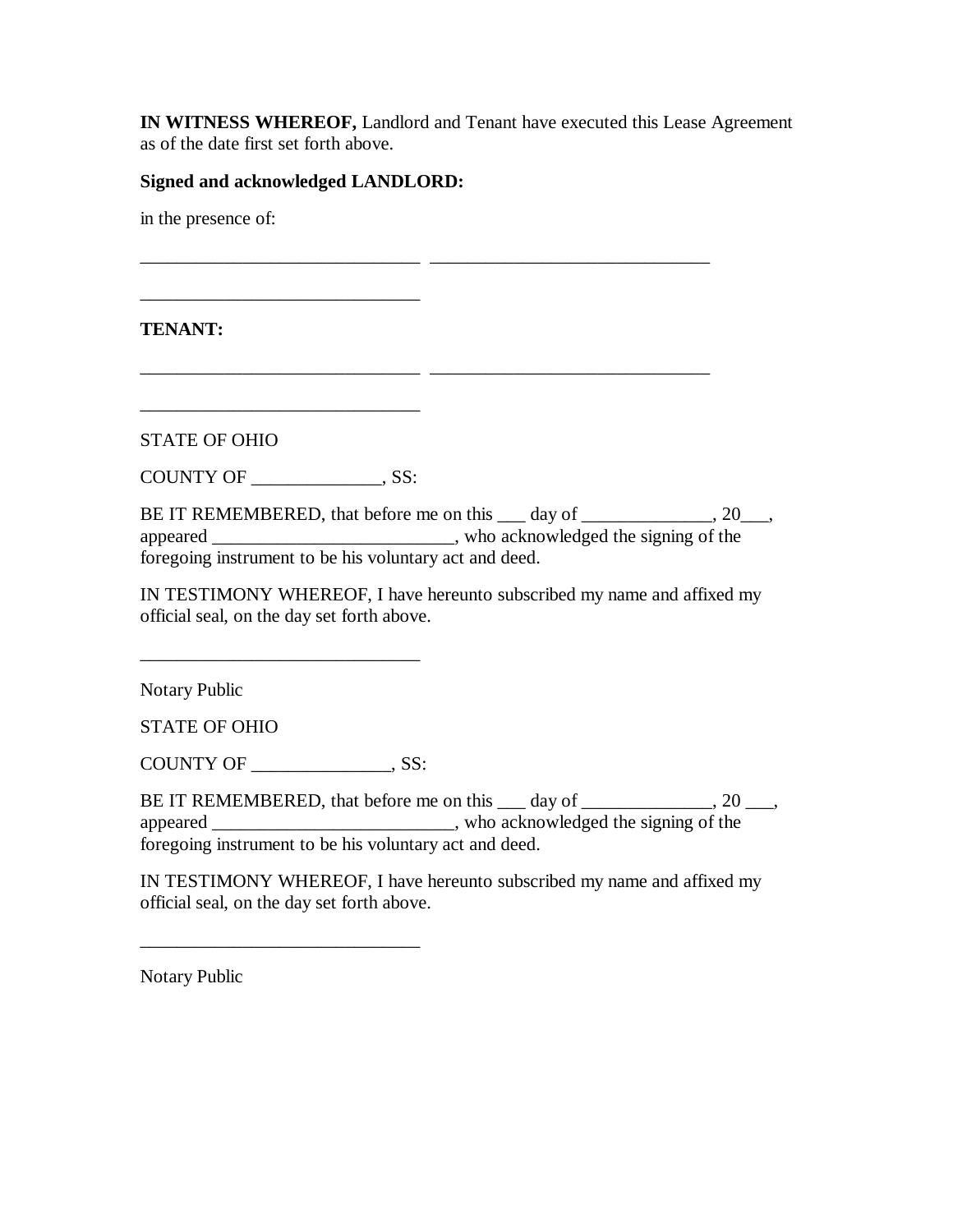**IN WITNESS WHEREOF,** Landlord and Tenant have executed this Lease Agreement as of the date first set forth above.

**Signed and acknowledged LANDLORD:**

in the presence of:

______________________________ ______________________________

______________________________

**TENANT:**

______________________________ ______________________________

______________________________

STATE OF OHIO

COUNTY OF ______________, SS:

BE IT REMEMBERED, that before me on this ___ day of ______________, 20___, appeared __________________________, who acknowledged the signing of the foregoing instrument to be his voluntary act and deed.

IN TESTIMONY WHEREOF, I have hereunto subscribed my name and affixed my official seal, on the day set forth above.

______________________________

Notary Public

STATE OF OHIO

COUNTY OF _______________, SS:

BE IT REMEMBERED, that before me on this ___ day of ______________, 20 ___, appeared __________________________, who acknowledged the signing of the foregoing instrument to be his voluntary act and deed.

IN TESTIMONY WHEREOF, I have hereunto subscribed my name and affixed my official seal, on the day set forth above.

______________________________

Notary Public